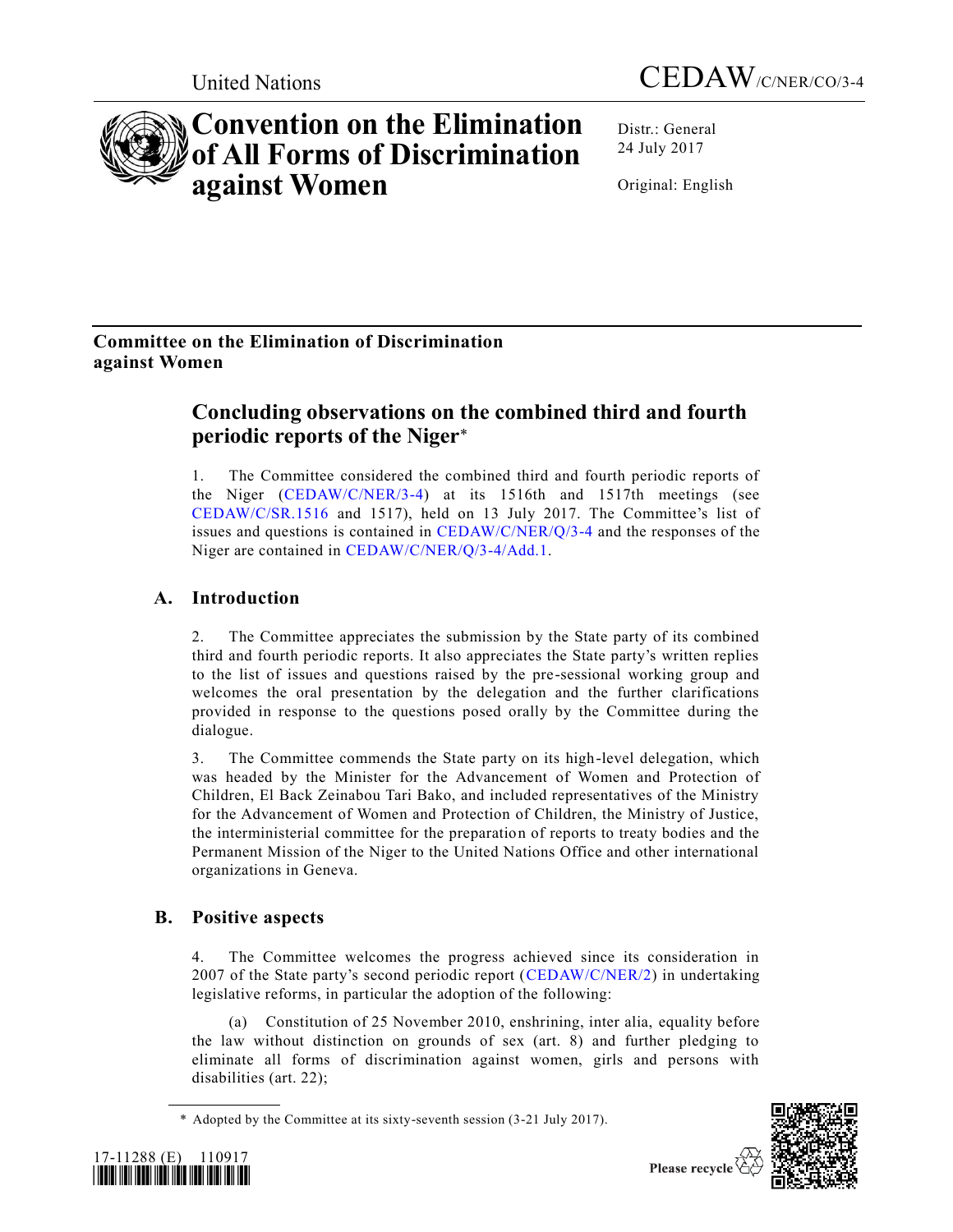United Nations

CEDAW/C/NER/CO/3-4

# Convention on the Elimination of All Forms of Discrimination against Women

Distr.: General
24 July 2017

Original: English

## Committee on the Elimination of Discrimination against Women

## Concluding observations on the combined third and fourth periodic reports of the Niger*

1. The Committee considered the combined third and fourth periodic reports of the Niger (CEDAW/C/NER/3-4) at its 1516th and 1517th meetings (see CEDAW/C/SR.1516 and 1517), held on 13 July 2017. The Committee's list of issues and questions is contained in CEDAW/C/NER/Q/3-4 and the responses of the Niger are contained in CEDAW/C/NER/Q/3-4/Add.1.

### A. Introduction

2. The Committee appreciates the submission by the State party of its combined third and fourth periodic reports. It also appreciates the State party's written replies to the list of issues and questions raised by the pre-sessional working group and welcomes the oral presentation by the delegation and the further clarifications provided in response to the questions posed orally by the Committee during the dialogue.

3. The Committee commends the State party on its high-level delegation, which was headed by the Minister for the Advancement of Women and Protection of Children, El Back Zeinabou Tari Bako, and included representatives of the Ministry for the Advancement of Women and Protection of Children, the Ministry of Justice, the interministerial committee for the preparation of reports to treaty bodies and the Permanent Mission of the Niger to the United Nations Office and other international organizations in Geneva.

### B. Positive aspects

4. The Committee welcomes the progress achieved since its consideration in 2007 of the State party's second periodic report (CEDAW/C/NER/2) in undertaking legislative reforms, in particular the adoption of the following:

(a) Constitution of 25 November 2010, enshrining, inter alia, equality before the law without distinction on grounds of sex (art. 8) and further pledging to eliminate all forms of discrimination against women, girls and persons with disabilities (art. 22);

* Adopted by the Committee at its sixty-seventh session (3-21 July 2017).

17-11288 (E) 110917

Please recycle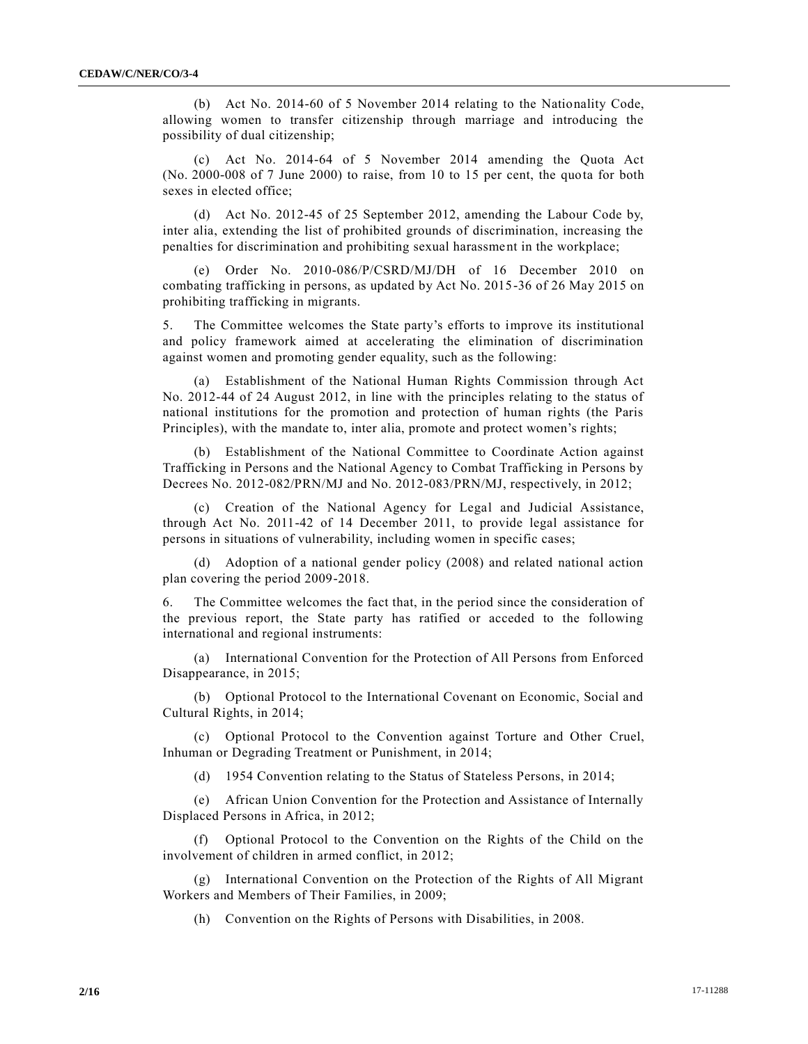(b) Act No. 2014-60 of 5 November 2014 relating to the Nationality Code, allowing women to transfer citizenship through marriage and introducing the possibility of dual citizenship;

(c) Act No. 2014-64 of 5 November 2014 amending the Quota Act (No. 2000-008 of 7 June 2000) to raise, from 10 to 15 per cent, the quota for both sexes in elected office;

(d) Act No. 2012-45 of 25 September 2012, amending the Labour Code by, inter alia, extending the list of prohibited grounds of discrimination, increasing the penalties for discrimination and prohibiting sexual harassment in the workplace;

(e) Order No. 2010-086/P/CSRD/MJ/DH of 16 December 2010 on combating trafficking in persons, as updated by Act No. 2015-36 of 26 May 2015 on prohibiting trafficking in migrants.

5. The Committee welcomes the State party's efforts to improve its institutional and policy framework aimed at accelerating the elimination of discrimination against women and promoting gender equality, such as the following:

(a) Establishment of the National Human Rights Commission through Act No. 2012-44 of 24 August 2012, in line with the principles relating to the status of national institutions for the promotion and protection of human rights (the Paris Principles), with the mandate to, inter alia, promote and protect women's rights;

(b) Establishment of the National Committee to Coordinate Action against Trafficking in Persons and the National Agency to Combat Trafficking in Persons by Decrees No. 2012-082/PRN/MJ and No. 2012-083/PRN/MJ, respectively, in 2012;

(c) Creation of the National Agency for Legal and Judicial Assistance, through Act No. 2011-42 of 14 December 2011, to provide legal assistance for persons in situations of vulnerability, including women in specific cases;

(d) Adoption of a national gender policy (2008) and related national action plan covering the period 2009-2018.

6. The Committee welcomes the fact that, in the period since the consideration of the previous report, the State party has ratified or acceded to the following international and regional instruments:

(a) International Convention for the Protection of All Persons from Enforced Disappearance, in 2015;

(b) Optional Protocol to the International Covenant on Economic, Social and Cultural Rights, in 2014;

(c) Optional Protocol to the Convention against Torture and Other Cruel, Inhuman or Degrading Treatment or Punishment, in 2014;

(d) 1954 Convention relating to the Status of Stateless Persons, in 2014;

(e) African Union Convention for the Protection and Assistance of Internally Displaced Persons in Africa, in 2012;

(f) Optional Protocol to the Convention on the Rights of the Child on the involvement of children in armed conflict, in 2012;

(g) International Convention on the Protection of the Rights of All Migrant Workers and Members of Their Families, in 2009;

(h) Convention on the Rights of Persons with Disabilities, in 2008.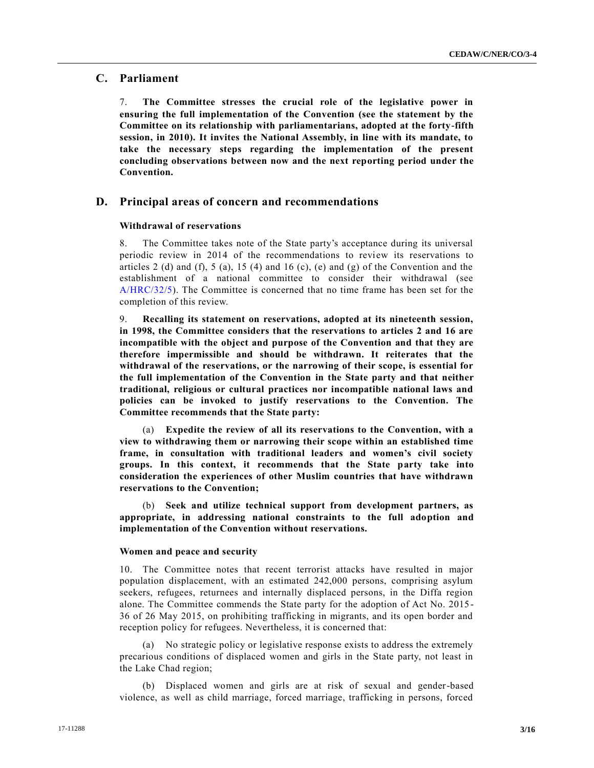## C. Parliament

7. **The Committee stresses the crucial role of the legislative power in ensuring the full implementation of the Convention (see the statement by the Committee on its relationship with parliamentarians, adopted at the forty-fifth session, in 2010). It invites the National Assembly, in line with its mandate, to take the necessary steps regarding the implementation of the present concluding observations between now and the next reporting period under the Convention.**

## D. Principal areas of concern and recommendations

### Withdrawal of reservations

8. The Committee takes note of the State party's acceptance during its universal periodic review in 2014 of the recommendations to review its reservations to articles 2 (d) and (f), 5 (a), 15 (4) and 16 (c), (e) and (g) of the Convention and the establishment of a national committee to consider their withdrawal (see A/HRC/32/5). The Committee is concerned that no time frame has been set for the completion of this review.

9. **Recalling its statement on reservations, adopted at its nineteenth session, in 1998, the Committee considers that the reservations to articles 2 and 16 are incompatible with the object and purpose of the Convention and that they are therefore impermissible and should be withdrawn. It reiterates that the withdrawal of the reservations, or the narrowing of their scope, is essential for the full implementation of the Convention in the State party and that neither traditional, religious or cultural practices nor incompatible national laws and policies can be invoked to justify reservations to the Convention. The Committee recommends that the State party:**

(a) **Expedite the review of all its reservations to the Convention, with a view to withdrawing them or narrowing their scope within an established time frame, in consultation with traditional leaders and women's civil society groups. In this context, it recommends that the State party take into consideration the experiences of other Muslim countries that have withdrawn reservations to the Convention;**

(b) **Seek and utilize technical support from development partners, as appropriate, in addressing national constraints to the full adoption and implementation of the Convention without reservations.**

### Women and peace and security

10. The Committee notes that recent terrorist attacks have resulted in major population displacement, with an estimated 242,000 persons, comprising asylum seekers, refugees, returnees and internally displaced persons, in the Diffa region alone. The Committee commends the State party for the adoption of Act No. 2015-36 of 26 May 2015, on prohibiting trafficking in migrants, and its open border and reception policy for refugees. Nevertheless, it is concerned that:

(a) No strategic policy or legislative response exists to address the extremely precarious conditions of displaced women and girls in the State party, not least in the Lake Chad region;

(b) Displaced women and girls are at risk of sexual and gender-based violence, as well as child marriage, forced marriage, trafficking in persons, forced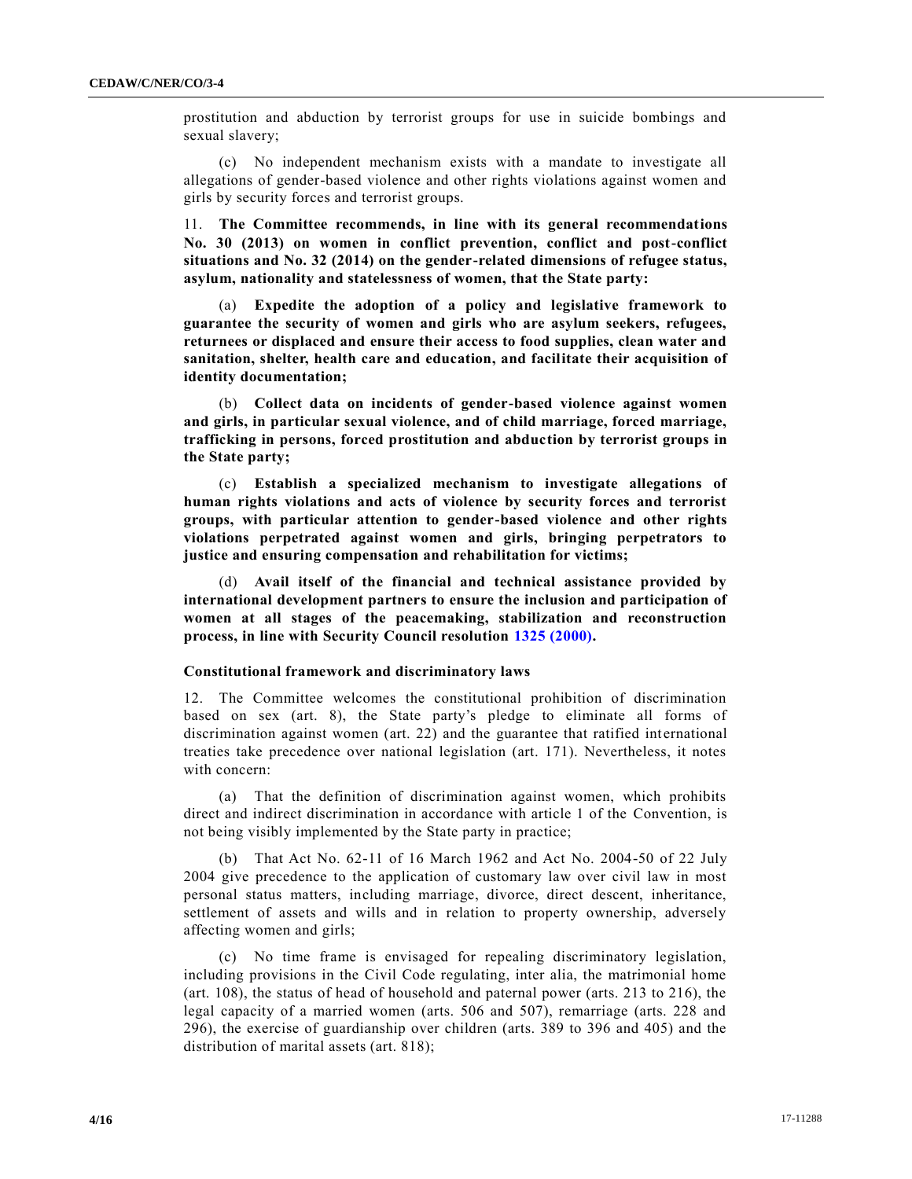prostitution and abduction by terrorist groups for use in suicide bombings and sexual slavery;

(c) No independent mechanism exists with a mandate to investigate all allegations of gender-based violence and other rights violations against women and girls by security forces and terrorist groups.

11. **The Committee recommends, in line with its general recommendations No. 30 (2013) on women in conflict prevention, conflict and post-conflict situations and No. 32 (2014) on the gender-related dimensions of refugee status, asylum, nationality and statelessness of women, that the State party:**

(a) **Expedite the adoption of a policy and legislative framework to guarantee the security of women and girls who are asylum seekers, refugees, returnees or displaced and ensure their access to food supplies, clean water and sanitation, shelter, health care and education, and facilitate their acquisition of identity documentation;**

(b) **Collect data on incidents of gender-based violence against women and girls, in particular sexual violence, and of child marriage, forced marriage, trafficking in persons, forced prostitution and abduction by terrorist groups in the State party;**

(c) **Establish a specialized mechanism to investigate allegations of human rights violations and acts of violence by security forces and terrorist groups, with particular attention to gender-based violence and other rights violations perpetrated against women and girls, bringing perpetrators to justice and ensuring compensation and rehabilitation for victims;**

(d) **Avail itself of the financial and technical assistance provided by international development partners to ensure the inclusion and participation of women at all stages of the peacemaking, stabilization and reconstruction process, in line with Security Council resolution 1325 (2000).**

### Constitutional framework and discriminatory laws

12. The Committee welcomes the constitutional prohibition of discrimination based on sex (art. 8), the State party's pledge to eliminate all forms of discrimination against women (art. 22) and the guarantee that ratified international treaties take precedence over national legislation (art. 171). Nevertheless, it notes with concern:

(a) That the definition of discrimination against women, which prohibits direct and indirect discrimination in accordance with article 1 of the Convention, is not being visibly implemented by the State party in practice;

(b) That Act No. 62-11 of 16 March 1962 and Act No. 2004-50 of 22 July 2004 give precedence to the application of customary law over civil law in most personal status matters, including marriage, divorce, direct descent, inheritance, settlement of assets and wills and in relation to property ownership, adversely affecting women and girls;

(c) No time frame is envisaged for repealing discriminatory legislation, including provisions in the Civil Code regulating, inter alia, the matrimonial home (art. 108), the status of head of household and paternal power (arts. 213 to 216), the legal capacity of a married women (arts. 506 and 507), remarriage (arts. 228 and 296), the exercise of guardianship over children (arts. 389 to 396 and 405) and the distribution of marital assets (art. 818);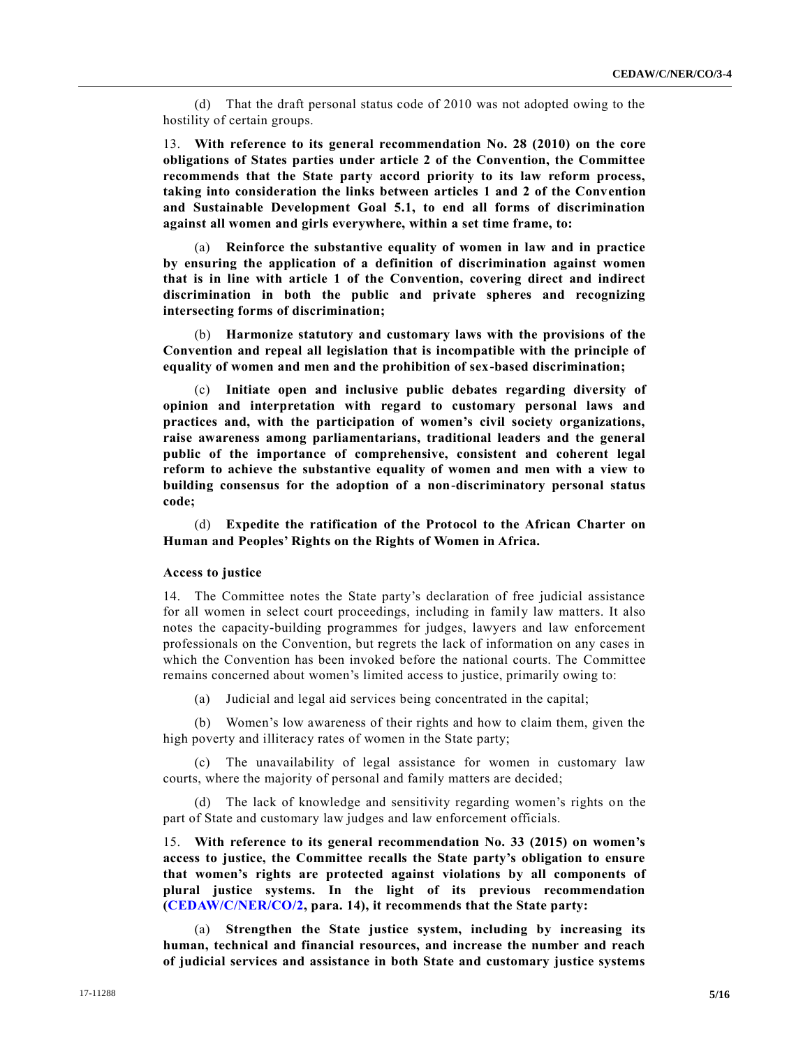(d) That the draft personal status code of 2010 was not adopted owing to the hostility of certain groups.

13. **With reference to its general recommendation No. 28 (2010) on the core obligations of States parties under article 2 of the Convention, the Committee recommends that the State party accord priority to its law reform process, taking into consideration the links between articles 1 and 2 of the Convention and Sustainable Development Goal 5.1, to end all forms of discrimination against all women and girls everywhere, within a set time frame, to:**

(a) **Reinforce the substantive equality of women in law and in practice by ensuring the application of a definition of discrimination against women that is in line with article 1 of the Convention, covering direct and indirect discrimination in both the public and private spheres and recognizing intersecting forms of discrimination;**

(b) **Harmonize statutory and customary laws with the provisions of the Convention and repeal all legislation that is incompatible with the principle of equality of women and men and the prohibition of sex-based discrimination;**

(c) **Initiate open and inclusive public debates regarding diversity of opinion and interpretation with regard to customary personal laws and practices and, with the participation of women's civil society organizations, raise awareness among parliamentarians, traditional leaders and the general public of the importance of comprehensive, consistent and coherent legal reform to achieve the substantive equality of women and men with a view to building consensus for the adoption of a non-discriminatory personal status code;**

(d) **Expedite the ratification of the Protocol to the African Charter on Human and Peoples' Rights on the Rights of Women in Africa.**

### Access to justice

14. The Committee notes the State party's declaration of free judicial assistance for all women in select court proceedings, including in family law matters. It also notes the capacity-building programmes for judges, lawyers and law enforcement professionals on the Convention, but regrets the lack of information on any cases in which the Convention has been invoked before the national courts. The Committee remains concerned about women's limited access to justice, primarily owing to:

(a) Judicial and legal aid services being concentrated in the capital;

(b) Women's low awareness of their rights and how to claim them, given the high poverty and illiteracy rates of women in the State party;

(c) The unavailability of legal assistance for women in customary law courts, where the majority of personal and family matters are decided;

(d) The lack of knowledge and sensitivity regarding women's rights on the part of State and customary law judges and law enforcement officials.

15. **With reference to its general recommendation No. 33 (2015) on women's access to justice, the Committee recalls the State party's obligation to ensure that women's rights are protected against violations by all components of plural justice systems. In the light of its previous recommendation (CEDAW/C/NER/CO/2, para. 14), it recommends that the State party:**

(a) **Strengthen the State justice system, including by increasing its human, technical and financial resources, and increase the number and reach of judicial services and assistance in both State and customary justice systems**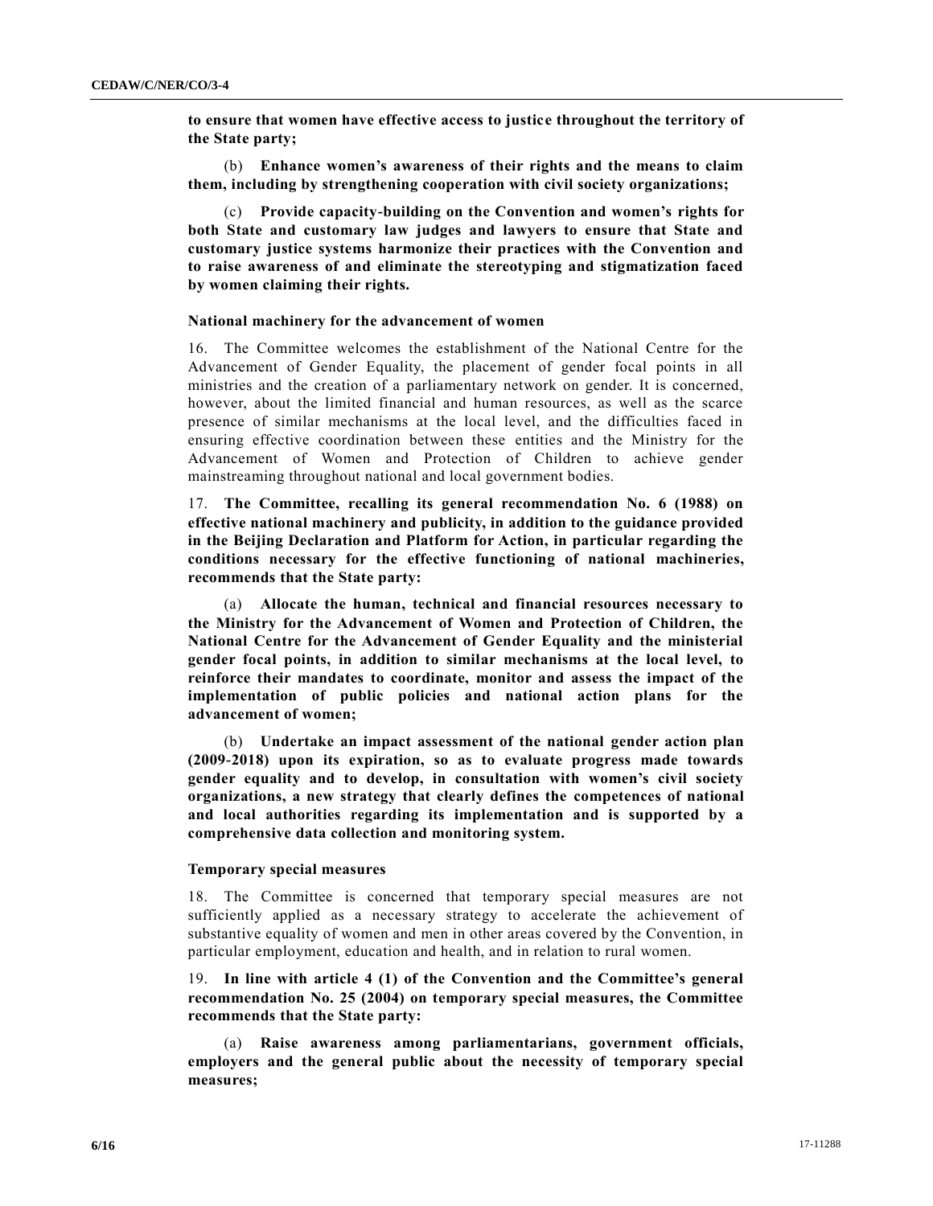**to ensure that women have effective access to justice throughout the territory of the State party;**

(b) **Enhance women's awareness of their rights and the means to claim them, including by strengthening cooperation with civil society organizations;**

(c) **Provide capacity-building on the Convention and women's rights for both State and customary law judges and lawyers to ensure that State and customary justice systems harmonize their practices with the Convention and to raise awareness of and eliminate the stereotyping and stigmatization faced by women claiming their rights.**

### National machinery for the advancement of women

16. The Committee welcomes the establishment of the National Centre for the Advancement of Gender Equality, the placement of gender focal points in all ministries and the creation of a parliamentary network on gender. It is concerned, however, about the limited financial and human resources, as well as the scarce presence of similar mechanisms at the local level, and the difficulties faced in ensuring effective coordination between these entities and the Ministry for the Advancement of Women and Protection of Children to achieve gender mainstreaming throughout national and local government bodies.

17. **The Committee, recalling its general recommendation No. 6 (1988) on effective national machinery and publicity, in addition to the guidance provided in the Beijing Declaration and Platform for Action, in particular regarding the conditions necessary for the effective functioning of national machineries, recommends that the State party:**

(a) **Allocate the human, technical and financial resources necessary to the Ministry for the Advancement of Women and Protection of Children, the National Centre for the Advancement of Gender Equality and the ministerial gender focal points, in addition to similar mechanisms at the local level, to reinforce their mandates to coordinate, monitor and assess the impact of the implementation of public policies and national action plans for the advancement of women;**

(b) **Undertake an impact assessment of the national gender action plan (2009-2018) upon its expiration, so as to evaluate progress made towards gender equality and to develop, in consultation with women's civil society organizations, a new strategy that clearly defines the competences of national and local authorities regarding its implementation and is supported by a comprehensive data collection and monitoring system.**

### Temporary special measures

18. The Committee is concerned that temporary special measures are not sufficiently applied as a necessary strategy to accelerate the achievement of substantive equality of women and men in other areas covered by the Convention, in particular employment, education and health, and in relation to rural women.

19. **In line with article 4 (1) of the Convention and the Committee's general recommendation No. 25 (2004) on temporary special measures, the Committee recommends that the State party:**

(a) **Raise awareness among parliamentarians, government officials, employers and the general public about the necessity of temporary special measures;**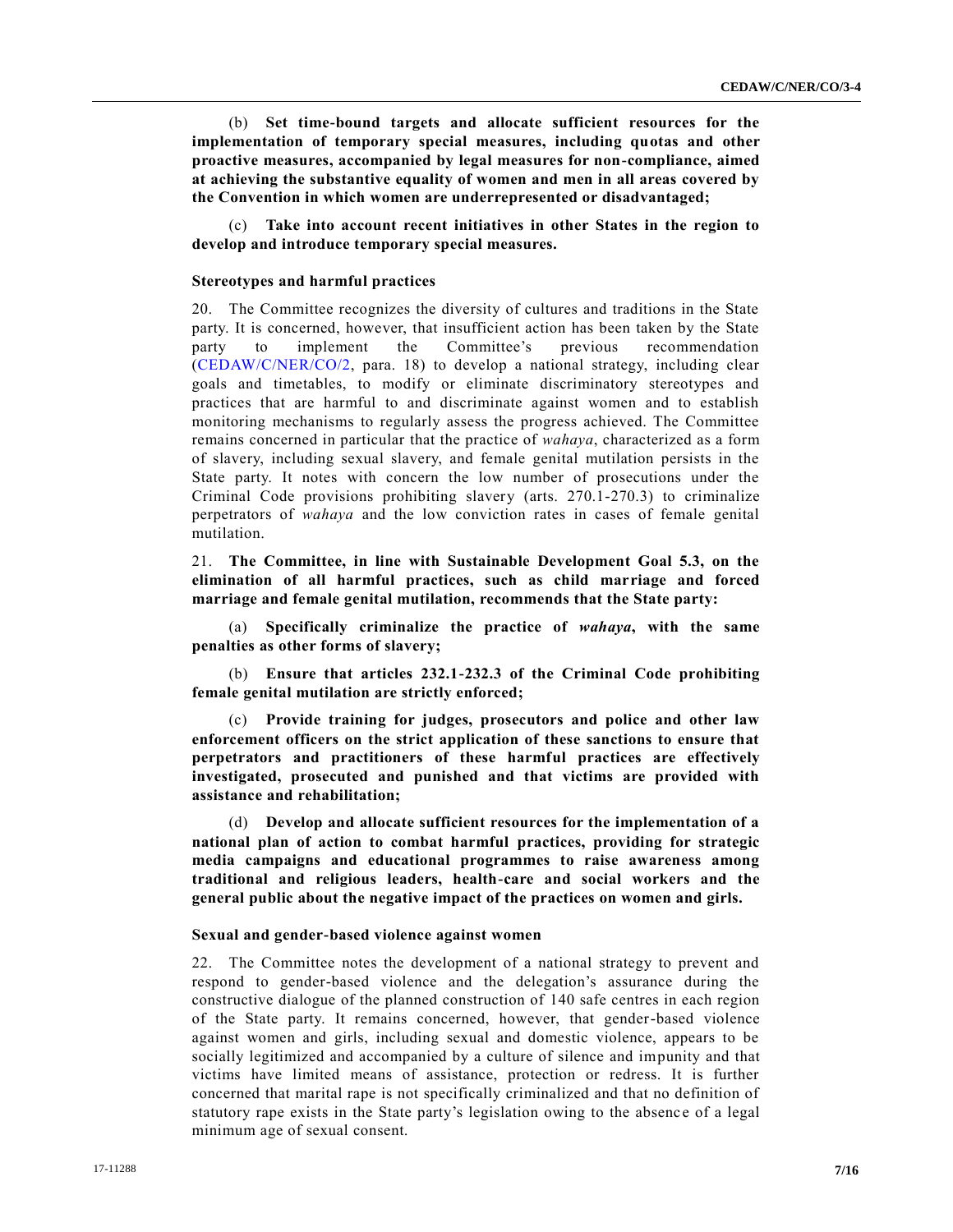(b) **Set time-bound targets and allocate sufficient resources for the implementation of temporary special measures, including quotas and other proactive measures, accompanied by legal measures for non-compliance, aimed at achieving the substantive equality of women and men in all areas covered by the Convention in which women are underrepresented or disadvantaged;**

(c) **Take into account recent initiatives in other States in the region to develop and introduce temporary special measures.**

### Stereotypes and harmful practices

20. The Committee recognizes the diversity of cultures and traditions in the State party. It is concerned, however, that insufficient action has been taken by the State party to implement the Committee's previous recommendation (CEDAW/C/NER/CO/2, para. 18) to develop a national strategy, including clear goals and timetables, to modify or eliminate discriminatory stereotypes and practices that are harmful to and discriminate against women and to establish monitoring mechanisms to regularly assess the progress achieved. The Committee remains concerned in particular that the practice of *wahaya*, characterized as a form of slavery, including sexual slavery, and female genital mutilation persists in the State party. It notes with concern the low number of prosecutions under the Criminal Code provisions prohibiting slavery (arts. 270.1-270.3) to criminalize perpetrators of *wahaya* and the low conviction rates in cases of female genital mutilation.

21. **The Committee, in line with Sustainable Development Goal 5.3, on the elimination of all harmful practices, such as child marriage and forced marriage and female genital mutilation, recommends that the State party:**

(a) **Specifically criminalize the practice of *wahaya*, with the same penalties as other forms of slavery;**

(b) **Ensure that articles 232.1-232.3 of the Criminal Code prohibiting female genital mutilation are strictly enforced;**

(c) **Provide training for judges, prosecutors and police and other law enforcement officers on the strict application of these sanctions to ensure that perpetrators and practitioners of these harmful practices are effectively investigated, prosecuted and punished and that victims are provided with assistance and rehabilitation;**

(d) **Develop and allocate sufficient resources for the implementation of a national plan of action to combat harmful practices, providing for strategic media campaigns and educational programmes to raise awareness among traditional and religious leaders, health-care and social workers and the general public about the negative impact of the practices on women and girls.**

### Sexual and gender-based violence against women

22. The Committee notes the development of a national strategy to prevent and respond to gender-based violence and the delegation's assurance during the constructive dialogue of the planned construction of 140 safe centres in each region of the State party. It remains concerned, however, that gender-based violence against women and girls, including sexual and domestic violence, appears to be socially legitimized and accompanied by a culture of silence and impunity and that victims have limited means of assistance, protection or redress. It is further concerned that marital rape is not specifically criminalized and that no definition of statutory rape exists in the State party's legislation owing to the absence of a legal minimum age of sexual consent.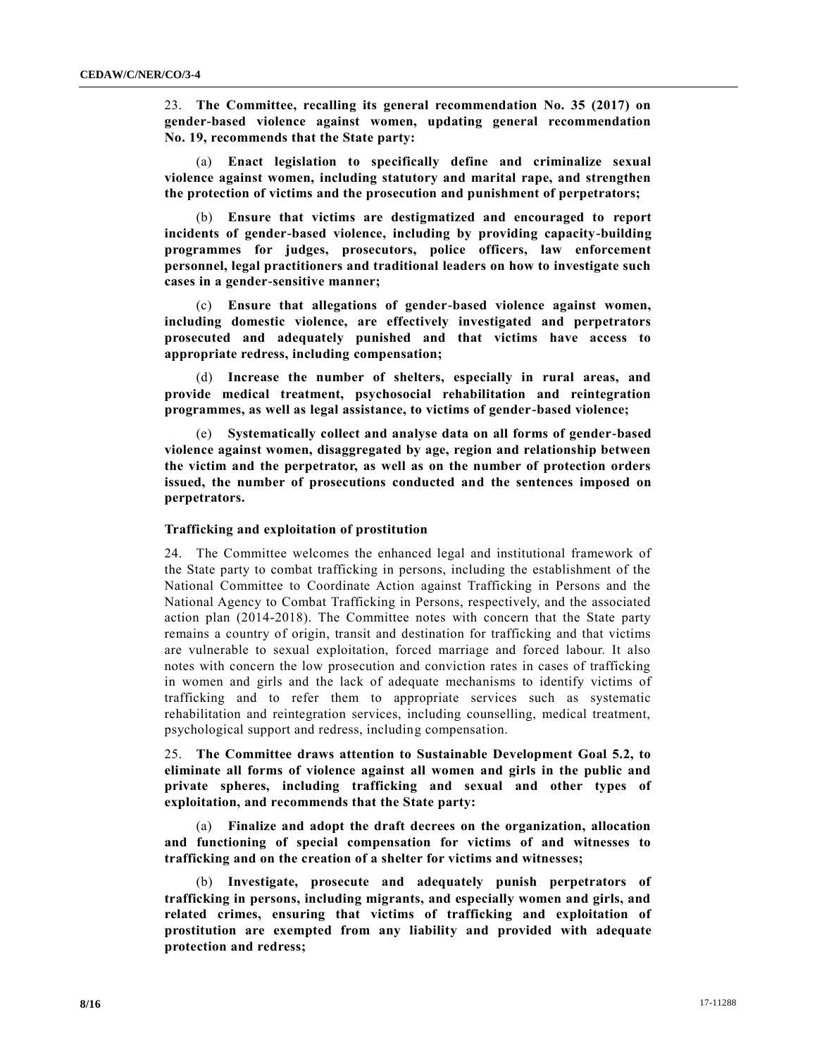23. **The Committee, recalling its general recommendation No. 35 (2017) on gender-based violence against women, updating general recommendation No. 19, recommends that the State party:**

(a) **Enact legislation to specifically define and criminalize sexual violence against women, including statutory and marital rape, and strengthen the protection of victims and the prosecution and punishment of perpetrators;**

(b) **Ensure that victims are destigmatized and encouraged to report incidents of gender-based violence, including by providing capacity-building programmes for judges, prosecutors, police officers, law enforcement personnel, legal practitioners and traditional leaders on how to investigate such cases in a gender-sensitive manner;**

(c) **Ensure that allegations of gender-based violence against women, including domestic violence, are effectively investigated and perpetrators prosecuted and adequately punished and that victims have access to appropriate redress, including compensation;**

(d) **Increase the number of shelters, especially in rural areas, and provide medical treatment, psychosocial rehabilitation and reintegration programmes, as well as legal assistance, to victims of gender-based violence;**

(e) **Systematically collect and analyse data on all forms of gender-based violence against women, disaggregated by age, region and relationship between the victim and the perpetrator, as well as on the number of protection orders issued, the number of prosecutions conducted and the sentences imposed on perpetrators.**

### Trafficking and exploitation of prostitution

24. The Committee welcomes the enhanced legal and institutional framework of the State party to combat trafficking in persons, including the establishment of the National Committee to Coordinate Action against Trafficking in Persons and the National Agency to Combat Trafficking in Persons, respectively, and the associated action plan (2014-2018). The Committee notes with concern that the State party remains a country of origin, transit and destination for trafficking and that victims are vulnerable to sexual exploitation, forced marriage and forced labour. It also notes with concern the low prosecution and conviction rates in cases of trafficking in women and girls and the lack of adequate mechanisms to identify victims of trafficking and to refer them to appropriate services such as systematic rehabilitation and reintegration services, including counselling, medical treatment, psychological support and redress, including compensation.

25. **The Committee draws attention to Sustainable Development Goal 5.2, to eliminate all forms of violence against all women and girls in the public and private spheres, including trafficking and sexual and other types of exploitation, and recommends that the State party:**

(a) **Finalize and adopt the draft decrees on the organization, allocation and functioning of special compensation for victims of and witnesses to trafficking and on the creation of a shelter for victims and witnesses;**

(b) **Investigate, prosecute and adequately punish perpetrators of trafficking in persons, including migrants, and especially women and girls, and related crimes, ensuring that victims of trafficking and exploitation of prostitution are exempted from any liability and provided with adequate protection and redress;**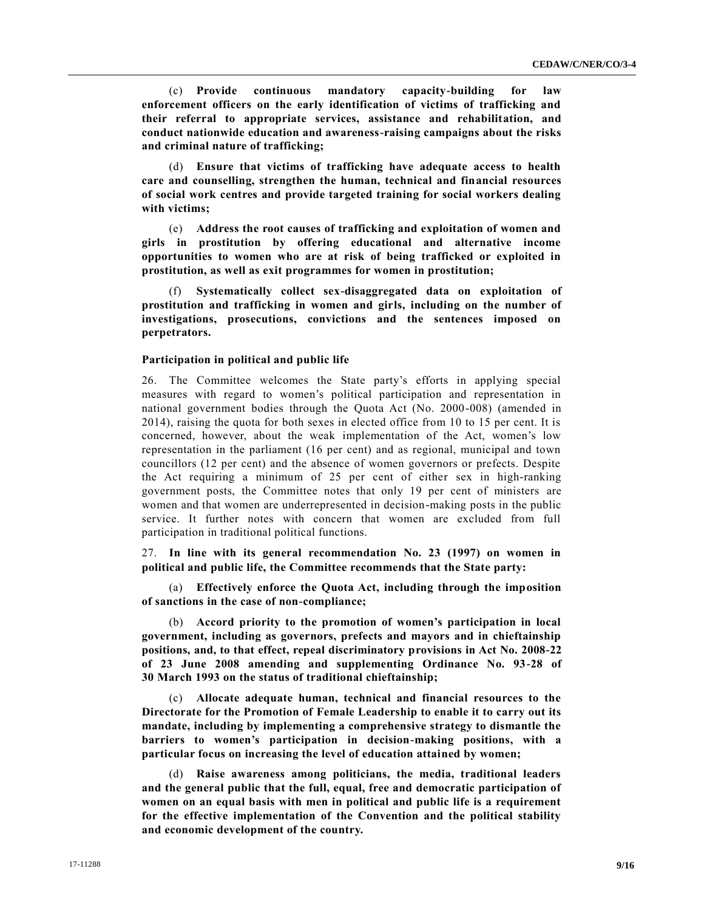(c) **Provide continuous mandatory capacity-building for law enforcement officers on the early identification of victims of trafficking and their referral to appropriate services, assistance and rehabilitation, and conduct nationwide education and awareness-raising campaigns about the risks and criminal nature of trafficking;**

(d) **Ensure that victims of trafficking have adequate access to health care and counselling, strengthen the human, technical and financial resources of social work centres and provide targeted training for social workers dealing with victims;**

(e) **Address the root causes of trafficking and exploitation of women and girls in prostitution by offering educational and alternative income opportunities to women who are at risk of being trafficked or exploited in prostitution, as well as exit programmes for women in prostitution;**

(f) **Systematically collect sex-disaggregated data on exploitation of prostitution and trafficking in women and girls, including on the number of investigations, prosecutions, convictions and the sentences imposed on perpetrators.**

### Participation in political and public life

26. The Committee welcomes the State party's efforts in applying special measures with regard to women's political participation and representation in national government bodies through the Quota Act (No. 2000-008) (amended in 2014), raising the quota for both sexes in elected office from 10 to 15 per cent. It is concerned, however, about the weak implementation of the Act, women's low representation in the parliament (16 per cent) and as regional, municipal and town councillors (12 per cent) and the absence of women governors or prefects. Despite the Act requiring a minimum of 25 per cent of either sex in high-ranking government posts, the Committee notes that only 19 per cent of ministers are women and that women are underrepresented in decision-making posts in the public service. It further notes with concern that women are excluded from full participation in traditional political functions.

27. **In line with its general recommendation No. 23 (1997) on women in political and public life, the Committee recommends that the State party:**

(a) **Effectively enforce the Quota Act, including through the imposition of sanctions in the case of non-compliance;**

(b) **Accord priority to the promotion of women's participation in local government, including as governors, prefects and mayors and in chieftainship positions, and, to that effect, repeal discriminatory provisions in Act No. 2008-22 of 23 June 2008 amending and supplementing Ordinance No. 93-28 of 30 March 1993 on the status of traditional chieftainship;**

(c) **Allocate adequate human, technical and financial resources to the Directorate for the Promotion of Female Leadership to enable it to carry out its mandate, including by implementing a comprehensive strategy to dismantle the barriers to women's participation in decision-making positions, with a particular focus on increasing the level of education attained by women;**

(d) **Raise awareness among politicians, the media, traditional leaders and the general public that the full, equal, free and democratic participation of women on an equal basis with men in political and public life is a requirement for the effective implementation of the Convention and the political stability and economic development of the country.**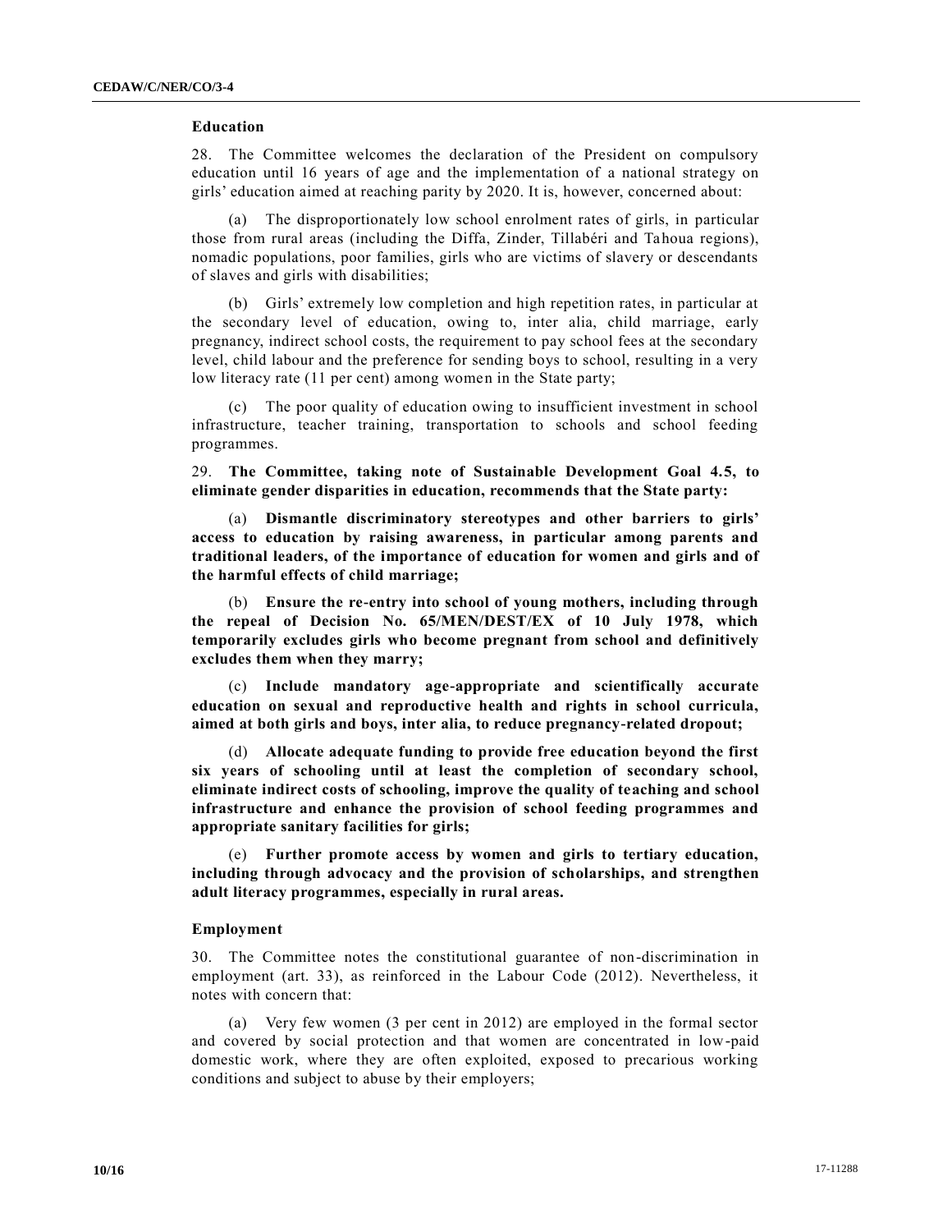### Education

28. The Committee welcomes the declaration of the President on compulsory education until 16 years of age and the implementation of a national strategy on girls' education aimed at reaching parity by 2020. It is, however, concerned about:

(a) The disproportionately low school enrolment rates of girls, in particular those from rural areas (including the Diffa, Zinder, Tillabéri and Tahoua regions), nomadic populations, poor families, girls who are victims of slavery or descendants of slaves and girls with disabilities;

(b) Girls' extremely low completion and high repetition rates, in particular at the secondary level of education, owing to, inter alia, child marriage, early pregnancy, indirect school costs, the requirement to pay school fees at the secondary level, child labour and the preference for sending boys to school, resulting in a very low literacy rate (11 per cent) among women in the State party;

(c) The poor quality of education owing to insufficient investment in school infrastructure, teacher training, transportation to schools and school feeding programmes.

29. **The Committee, taking note of Sustainable Development Goal 4.5, to eliminate gender disparities in education, recommends that the State party:**

(a) **Dismantle discriminatory stereotypes and other barriers to girls' access to education by raising awareness, in particular among parents and traditional leaders, of the importance of education for women and girls and of the harmful effects of child marriage;**

(b) **Ensure the re-entry into school of young mothers, including through the repeal of Decision No. 65/MEN/DEST/EX of 10 July 1978, which temporarily excludes girls who become pregnant from school and definitively excludes them when they marry;**

(c) **Include mandatory age-appropriate and scientifically accurate education on sexual and reproductive health and rights in school curricula, aimed at both girls and boys, inter alia, to reduce pregnancy-related dropout;**

(d) **Allocate adequate funding to provide free education beyond the first six years of schooling until at least the completion of secondary school, eliminate indirect costs of schooling, improve the quality of teaching and school infrastructure and enhance the provision of school feeding programmes and appropriate sanitary facilities for girls;**

(e) **Further promote access by women and girls to tertiary education, including through advocacy and the provision of scholarships, and strengthen adult literacy programmes, especially in rural areas.**

### Employment

30. The Committee notes the constitutional guarantee of non-discrimination in employment (art. 33), as reinforced in the Labour Code (2012). Nevertheless, it notes with concern that:

(a) Very few women (3 per cent in 2012) are employed in the formal sector and covered by social protection and that women are concentrated in low-paid domestic work, where they are often exploited, exposed to precarious working conditions and subject to abuse by their employers;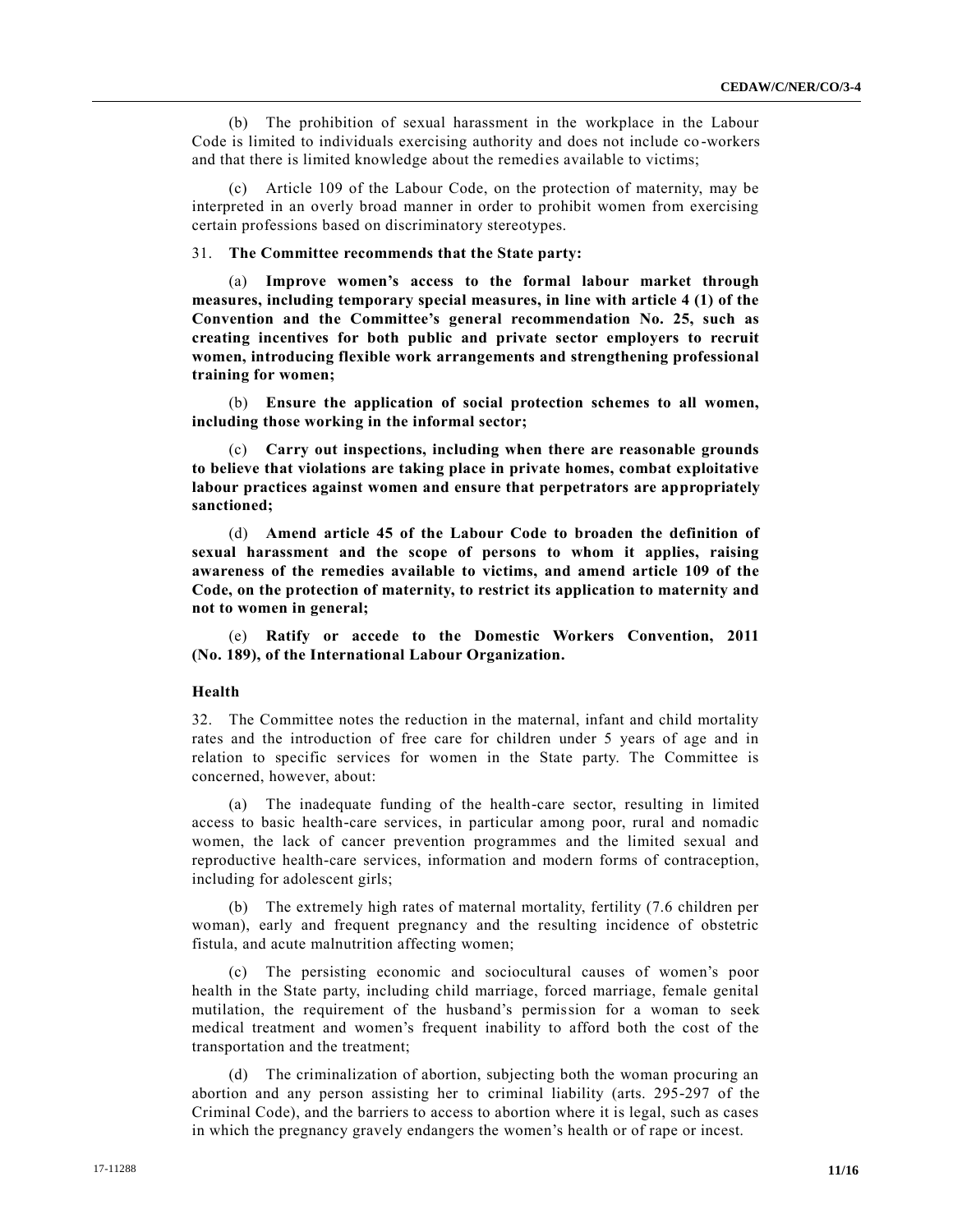(b) The prohibition of sexual harassment in the workplace in the Labour Code is limited to individuals exercising authority and does not include co-workers and that there is limited knowledge about the remedies available to victims;

(c) Article 109 of the Labour Code, on the protection of maternity, may be interpreted in an overly broad manner in order to prohibit women from exercising certain professions based on discriminatory stereotypes.

31. **The Committee recommends that the State party:**

(a) **Improve women's access to the formal labour market through measures, including temporary special measures, in line with article 4 (1) of the Convention and the Committee's general recommendation No. 25, such as creating incentives for both public and private sector employers to recruit women, introducing flexible work arrangements and strengthening professional training for women;**

(b) **Ensure the application of social protection schemes to all women, including those working in the informal sector;**

(c) **Carry out inspections, including when there are reasonable grounds to believe that violations are taking place in private homes, combat exploitative labour practices against women and ensure that perpetrators are appropriately sanctioned;**

(d) **Amend article 45 of the Labour Code to broaden the definition of sexual harassment and the scope of persons to whom it applies, raising awareness of the remedies available to victims, and amend article 109 of the Code, on the protection of maternity, to restrict its application to maternity and not to women in general;**

(e) **Ratify or accede to the Domestic Workers Convention, 2011 (No. 189), of the International Labour Organization.**

### Health

32. The Committee notes the reduction in the maternal, infant and child mortality rates and the introduction of free care for children under 5 years of age and in relation to specific services for women in the State party. The Committee is concerned, however, about:

(a) The inadequate funding of the health-care sector, resulting in limited access to basic health-care services, in particular among poor, rural and nomadic women, the lack of cancer prevention programmes and the limited sexual and reproductive health-care services, information and modern forms of contraception, including for adolescent girls;

(b) The extremely high rates of maternal mortality, fertility (7.6 children per woman), early and frequent pregnancy and the resulting incidence of obstetric fistula, and acute malnutrition affecting women;

(c) The persisting economic and sociocultural causes of women's poor health in the State party, including child marriage, forced marriage, female genital mutilation, the requirement of the husband's permission for a woman to seek medical treatment and women's frequent inability to afford both the cost of the transportation and the treatment;

(d) The criminalization of abortion, subjecting both the woman procuring an abortion and any person assisting her to criminal liability (arts. 295-297 of the Criminal Code), and the barriers to access to abortion where it is legal, such as cases in which the pregnancy gravely endangers the women's health or of rape or incest.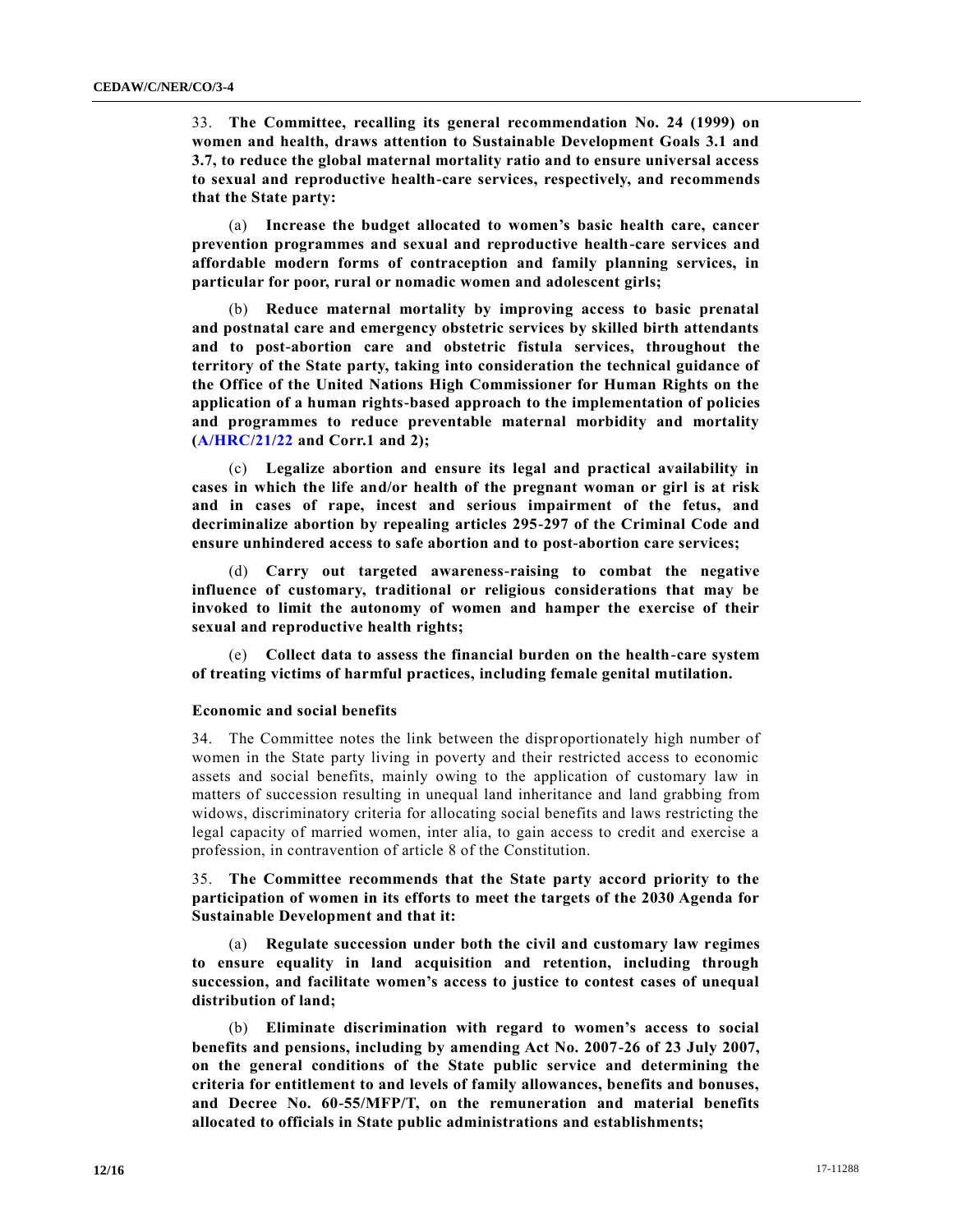33. **The Committee, recalling its general recommendation No. 24 (1999) on women and health, draws attention to Sustainable Development Goals 3.1 and 3.7, to reduce the global maternal mortality ratio and to ensure universal access to sexual and reproductive health-care services, respectively, and recommends that the State party:**

(a) **Increase the budget allocated to women's basic health care, cancer prevention programmes and sexual and reproductive health-care services and affordable modern forms of contraception and family planning services, in particular for poor, rural or nomadic women and adolescent girls;**

(b) **Reduce maternal mortality by improving access to basic prenatal and postnatal care and emergency obstetric services by skilled birth attendants and to post-abortion care and obstetric fistula services, throughout the territory of the State party, taking into consideration the technical guidance of the Office of the United Nations High Commissioner for Human Rights on the application of a human rights-based approach to the implementation of policies and programmes to reduce preventable maternal morbidity and mortality (A/HRC/21/22 and Corr.1 and 2);**

(c) **Legalize abortion and ensure its legal and practical availability in cases in which the life and/or health of the pregnant woman or girl is at risk and in cases of rape, incest and serious impairment of the fetus, and decriminalize abortion by repealing articles 295-297 of the Criminal Code and ensure unhindered access to safe abortion and to post-abortion care services;**

(d) **Carry out targeted awareness-raising to combat the negative influence of customary, traditional or religious considerations that may be invoked to limit the autonomy of women and hamper the exercise of their sexual and reproductive health rights;**

(e) **Collect data to assess the financial burden on the health-care system of treating victims of harmful practices, including female genital mutilation.**

### Economic and social benefits

34. The Committee notes the link between the disproportionately high number of women in the State party living in poverty and their restricted access to economic assets and social benefits, mainly owing to the application of customary law in matters of succession resulting in unequal land inheritance and land grabbing from widows, discriminatory criteria for allocating social benefits and laws restricting the legal capacity of married women, inter alia, to gain access to credit and exercise a profession, in contravention of article 8 of the Constitution.

35. **The Committee recommends that the State party accord priority to the participation of women in its efforts to meet the targets of the 2030 Agenda for Sustainable Development and that it:**

(a) **Regulate succession under both the civil and customary law regimes to ensure equality in land acquisition and retention, including through succession, and facilitate women's access to justice to contest cases of unequal distribution of land;**

(b) **Eliminate discrimination with regard to women's access to social benefits and pensions, including by amending Act No. 2007-26 of 23 July 2007, on the general conditions of the State public service and determining the criteria for entitlement to and levels of family allowances, benefits and bonuses, and Decree No. 60-55/MFP/T, on the remuneration and material benefits allocated to officials in State public administrations and establishments;**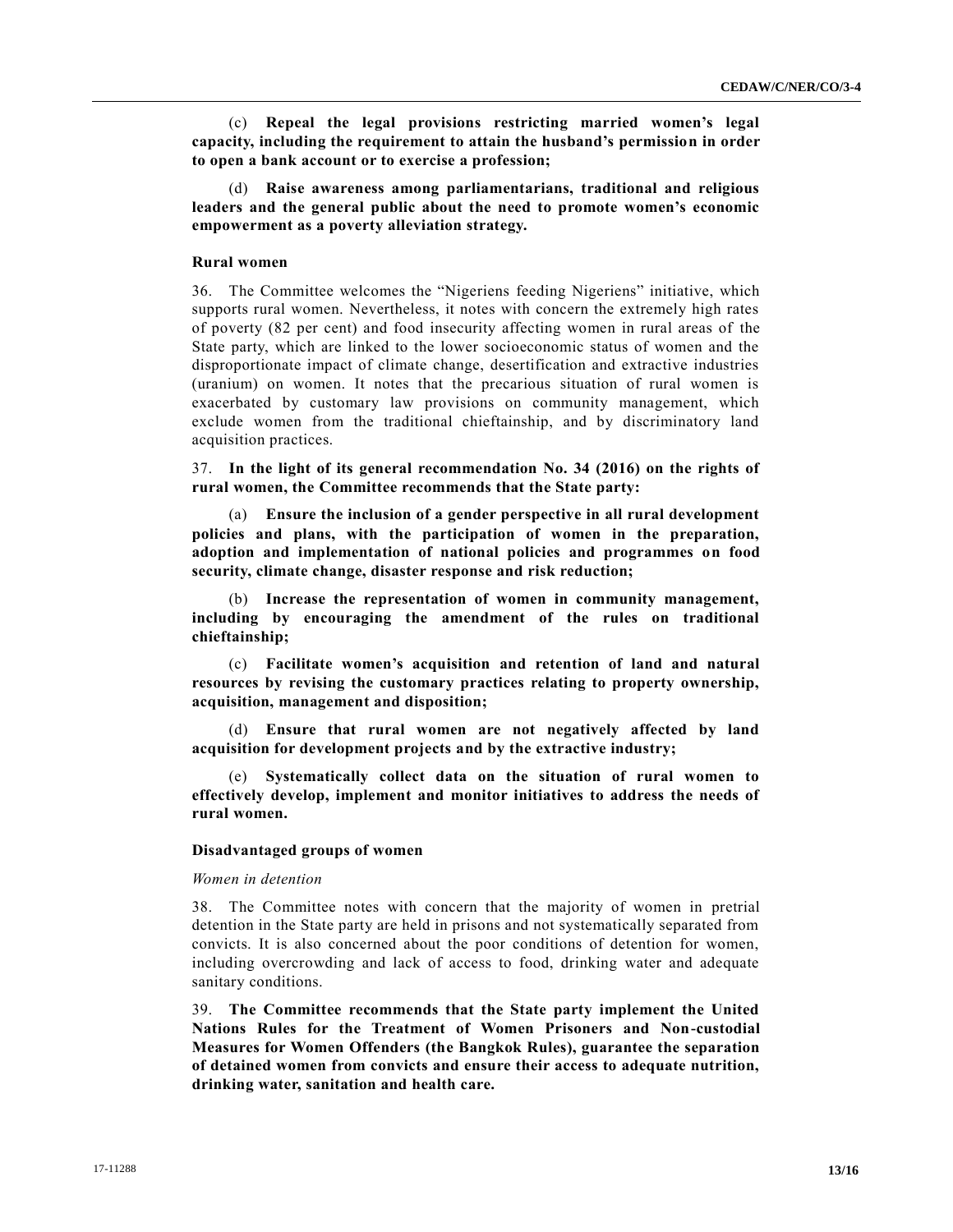(c) **Repeal the legal provisions restricting married women's legal capacity, including the requirement to attain the husband's permission in order to open a bank account or to exercise a profession;**

(d) **Raise awareness among parliamentarians, traditional and religious leaders and the general public about the need to promote women's economic empowerment as a poverty alleviation strategy.**

### Rural women

36. The Committee welcomes the "Nigeriens feeding Nigeriens" initiative, which supports rural women. Nevertheless, it notes with concern the extremely high rates of poverty (82 per cent) and food insecurity affecting women in rural areas of the State party, which are linked to the lower socioeconomic status of women and the disproportionate impact of climate change, desertification and extractive industries (uranium) on women. It notes that the precarious situation of rural women is exacerbated by customary law provisions on community management, which exclude women from the traditional chieftainship, and by discriminatory land acquisition practices.

37. **In the light of its general recommendation No. 34 (2016) on the rights of rural women, the Committee recommends that the State party:**

(a) **Ensure the inclusion of a gender perspective in all rural development policies and plans, with the participation of women in the preparation, adoption and implementation of national policies and programmes on food security, climate change, disaster response and risk reduction;**

(b) **Increase the representation of women in community management, including by encouraging the amendment of the rules on traditional chieftainship;**

(c) **Facilitate women's acquisition and retention of land and natural resources by revising the customary practices relating to property ownership, acquisition, management and disposition;**

(d) **Ensure that rural women are not negatively affected by land acquisition for development projects and by the extractive industry;**

(e) **Systematically collect data on the situation of rural women to effectively develop, implement and monitor initiatives to address the needs of rural women.**

### Disadvantaged groups of women

*Women in detention*

38. The Committee notes with concern that the majority of women in pretrial detention in the State party are held in prisons and not systematically separated from convicts. It is also concerned about the poor conditions of detention for women, including overcrowding and lack of access to food, drinking water and adequate sanitary conditions.

39. **The Committee recommends that the State party implement the United Nations Rules for the Treatment of Women Prisoners and Non-custodial Measures for Women Offenders (the Bangkok Rules), guarantee the separation of detained women from convicts and ensure their access to adequate nutrition, drinking water, sanitation and health care.**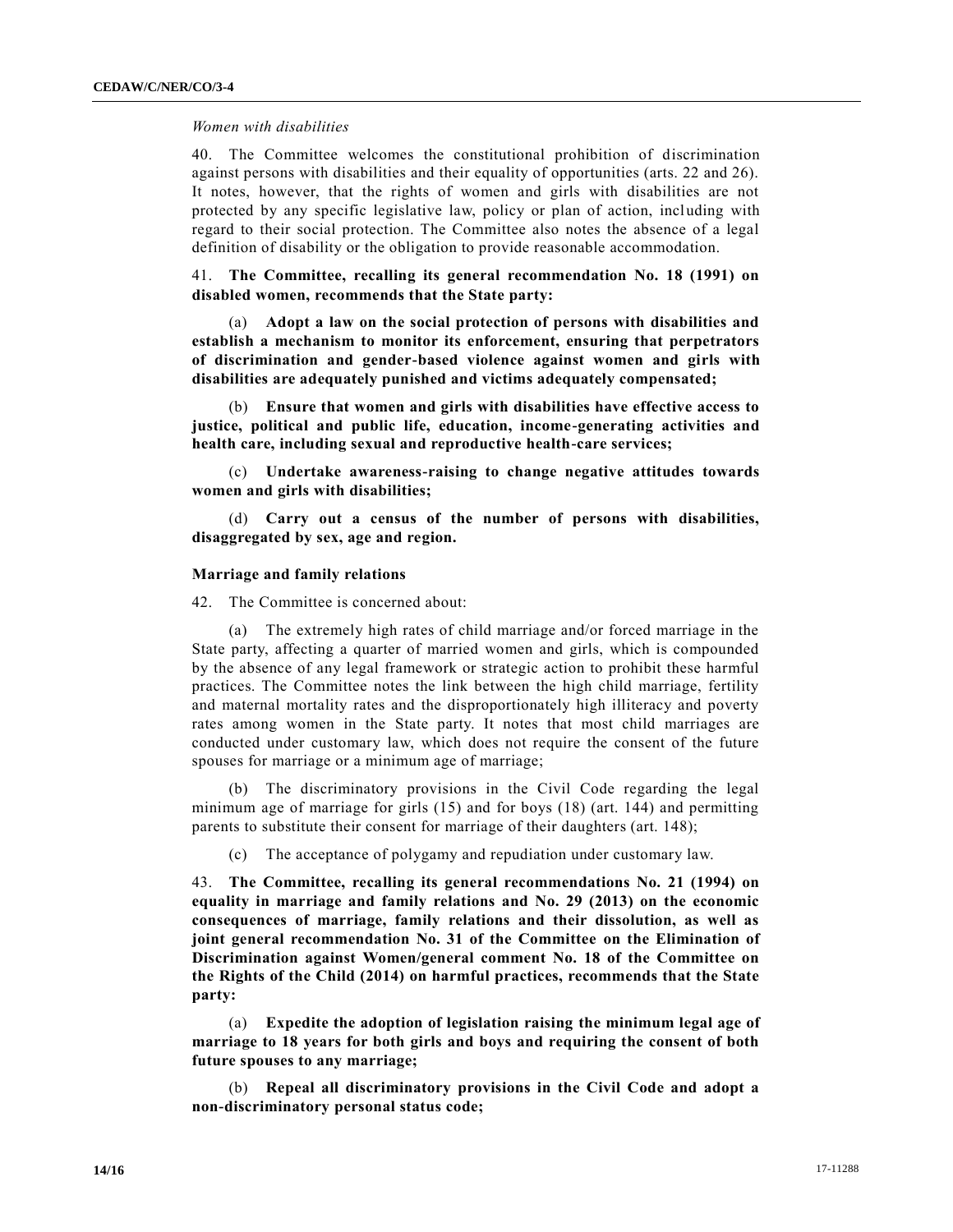*Women with disabilities*

40. The Committee welcomes the constitutional prohibition of discrimination against persons with disabilities and their equality of opportunities (arts. 22 and 26). It notes, however, that the rights of women and girls with disabilities are not protected by any specific legislative law, policy or plan of action, including with regard to their social protection. The Committee also notes the absence of a legal definition of disability or the obligation to provide reasonable accommodation.

41. **The Committee, recalling its general recommendation No. 18 (1991) on disabled women, recommends that the State party:**

(a) **Adopt a law on the social protection of persons with disabilities and establish a mechanism to monitor its enforcement, ensuring that perpetrators of discrimination and gender-based violence against women and girls with disabilities are adequately punished and victims adequately compensated;**

(b) **Ensure that women and girls with disabilities have effective access to justice, political and public life, education, income-generating activities and health care, including sexual and reproductive health-care services;**

(c) **Undertake awareness-raising to change negative attitudes towards women and girls with disabilities;**

(d) **Carry out a census of the number of persons with disabilities, disaggregated by sex, age and region.**

**Marriage and family relations**

42. The Committee is concerned about:

(a) The extremely high rates of child marriage and/or forced marriage in the State party, affecting a quarter of married women and girls, which is compounded by the absence of any legal framework or strategic action to prohibit these harmful practices. The Committee notes the link between the high child marriage, fertility and maternal mortality rates and the disproportionately high illiteracy and poverty rates among women in the State party. It notes that most child marriages are conducted under customary law, which does not require the consent of the future spouses for marriage or a minimum age of marriage;

(b) The discriminatory provisions in the Civil Code regarding the legal minimum age of marriage for girls (15) and for boys (18) (art. 144) and permitting parents to substitute their consent for marriage of their daughters (art. 148);

(c) The acceptance of polygamy and repudiation under customary law.

43. **The Committee, recalling its general recommendations No. 21 (1994) on equality in marriage and family relations and No. 29 (2013) on the economic consequences of marriage, family relations and their dissolution, as well as joint general recommendation No. 31 of the Committee on the Elimination of Discrimination against Women/general comment No. 18 of the Committee on the Rights of the Child (2014) on harmful practices, recommends that the State party:**

(a) **Expedite the adoption of legislation raising the minimum legal age of marriage to 18 years for both girls and boys and requiring the consent of both future spouses to any marriage;**

(b) **Repeal all discriminatory provisions in the Civil Code and adopt a non-discriminatory personal status code;**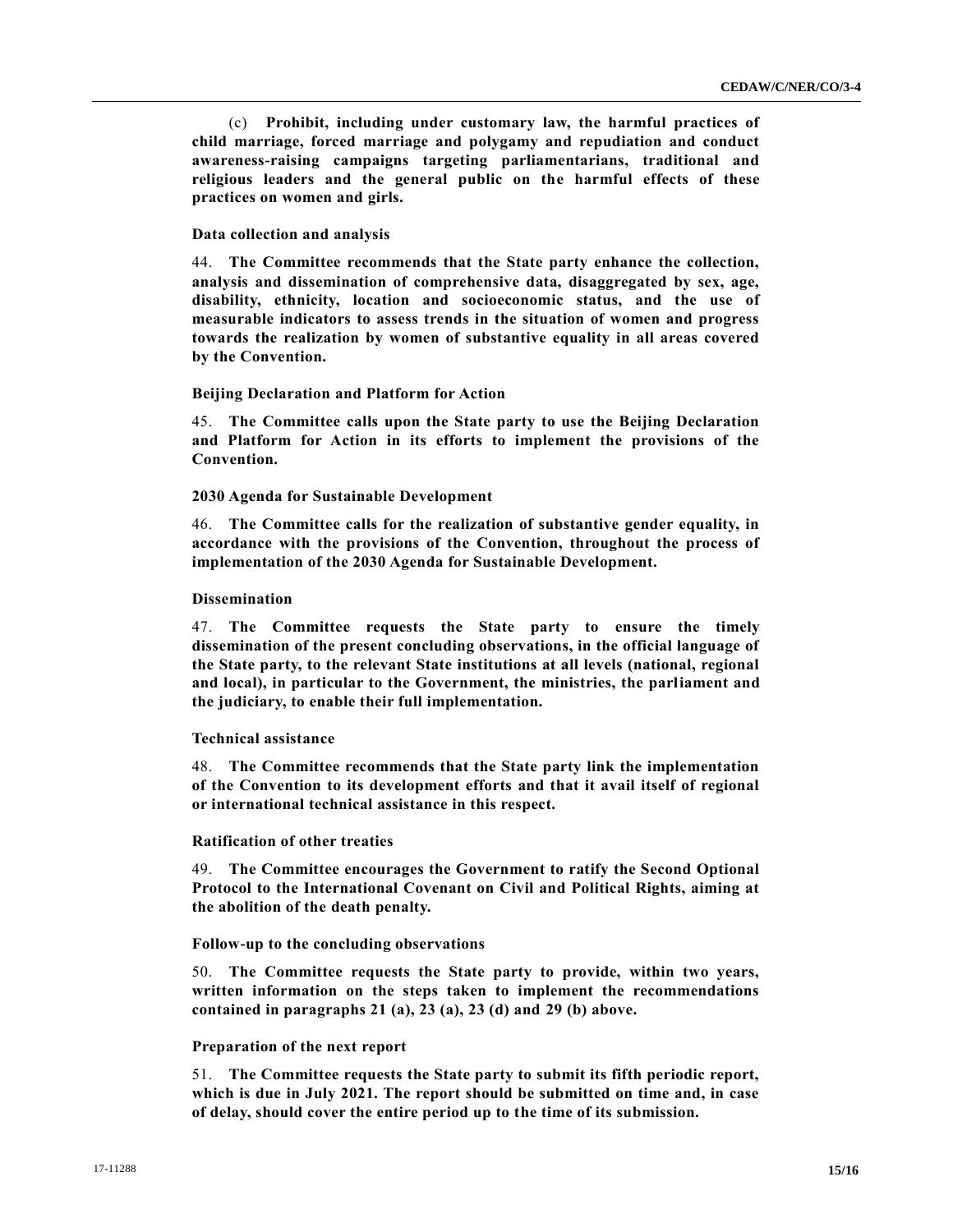(c) **Prohibit, including under customary law, the harmful practices of child marriage, forced marriage and polygamy and repudiation and conduct awareness-raising campaigns targeting parliamentarians, traditional and religious leaders and the general public on the harmful effects of these practices on women and girls.**

### Data collection and analysis

44. **The Committee recommends that the State party enhance the collection, analysis and dissemination of comprehensive data, disaggregated by sex, age, disability, ethnicity, location and socioeconomic status, and the use of measurable indicators to assess trends in the situation of women and progress towards the realization by women of substantive equality in all areas covered by the Convention.**

### Beijing Declaration and Platform for Action

45. **The Committee calls upon the State party to use the Beijing Declaration and Platform for Action in its efforts to implement the provisions of the Convention.**

### 2030 Agenda for Sustainable Development

46. **The Committee calls for the realization of substantive gender equality, in accordance with the provisions of the Convention, throughout the process of implementation of the 2030 Agenda for Sustainable Development.**

### Dissemination

47. **The Committee requests the State party to ensure the timely dissemination of the present concluding observations, in the official language of the State party, to the relevant State institutions at all levels (national, regional and local), in particular to the Government, the ministries, the parliament and the judiciary, to enable their full implementation.**

### Technical assistance

48. **The Committee recommends that the State party link the implementation of the Convention to its development efforts and that it avail itself of regional or international technical assistance in this respect.**

### Ratification of other treaties

49. **The Committee encourages the Government to ratify the Second Optional Protocol to the International Covenant on Civil and Political Rights, aiming at the abolition of the death penalty.**

### Follow-up to the concluding observations

50. **The Committee requests the State party to provide, within two years, written information on the steps taken to implement the recommendations contained in paragraphs 21 (a), 23 (a), 23 (d) and 29 (b) above.**

### Preparation of the next report

51. **The Committee requests the State party to submit its fifth periodic report, which is due in July 2021. The report should be submitted on time and, in case of delay, should cover the entire period up to the time of its submission.**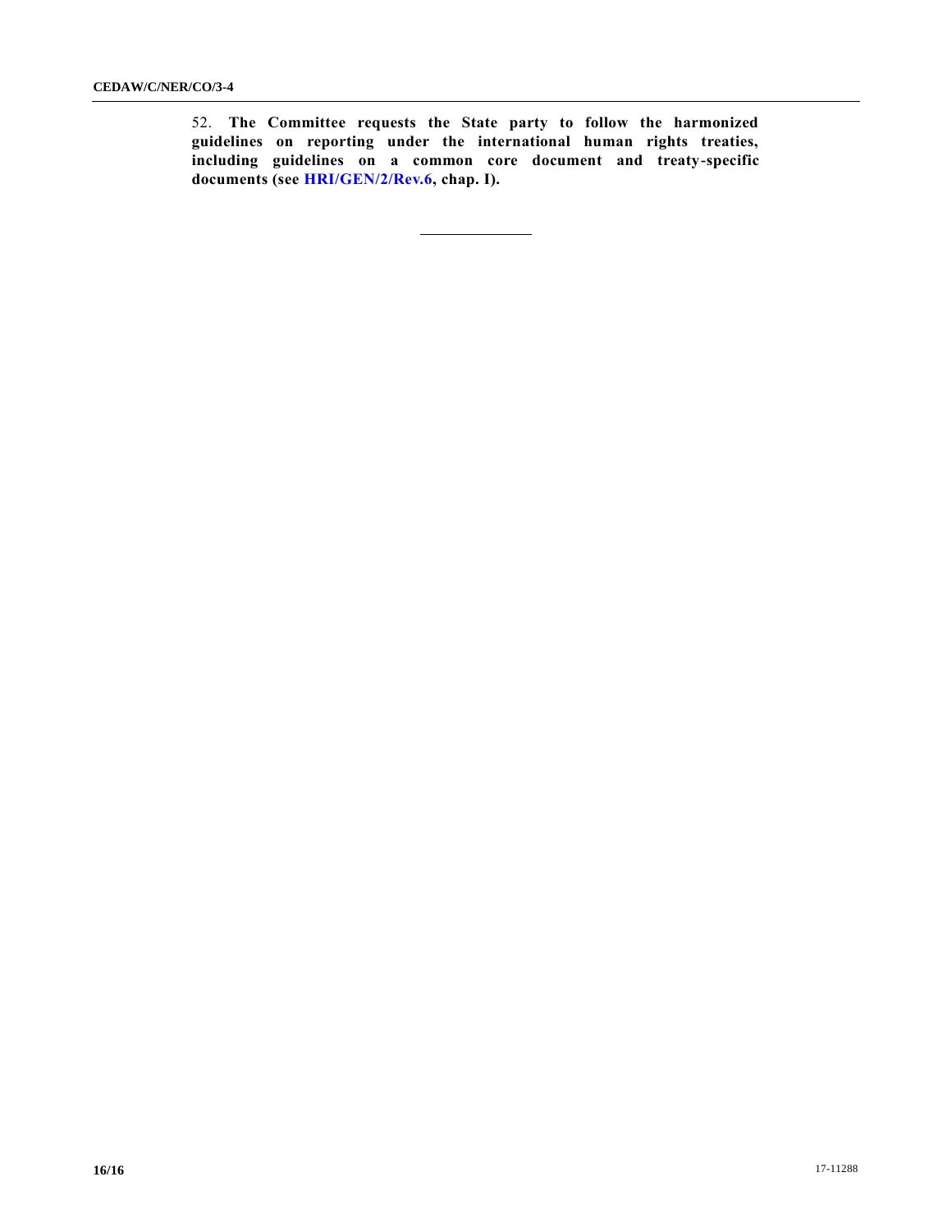52. **The Committee requests the State party to follow the harmonized guidelines on reporting under the international human rights treaties, including guidelines on a common core document and treaty-specific documents (see HRI/GEN/2/Rev.6, chap. I).**